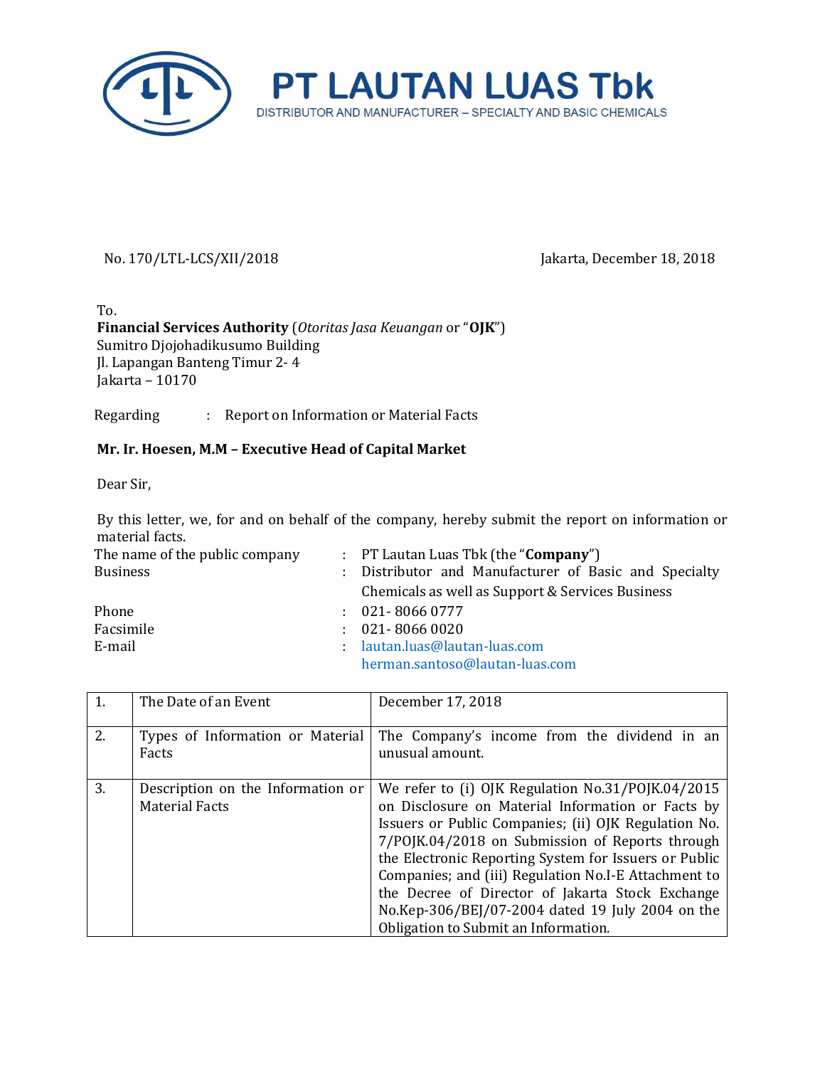# PT LAUTAN LUAS Tbk

DISTRIBUTOR AND MANUFACTURER – SPECIALTY AND BASIC CHEMICALS

No. 170/LTL-LCS/XII/2018 Jakarta, December 18, 2018

To.
**Financial Services Authority** (*Otoritas Jasa Keuangan* or "**OJK**")
Sumitro Djojohadikusumo Building
Jl. Lapangan Banteng Timur 2- 4
Jakarta – 10170

Regarding : Report on Information or Material Facts

**Mr. Ir. Hoesen, M.M – Executive Head of Capital Market**

Dear Sir,

By this letter, we, for and on behalf of the company, hereby submit the report on information or material facts.

| | | |
|---|---|---|
| The name of the public company | : | PT Lautan Luas Tbk (the "**Company**") |
| Business | : | Distributor and Manufacturer of Basic and Specialty Chemicals as well as Support & Services Business |
| Phone | : | 021- 8066 0777 |
| Facsimile | : | 021- 8066 0020 |
| E-mail | : | lautan.luas@lautan-luas.com<br>herman.santoso@lautan-luas.com |

| | | |
|---|---|---|
| 1. | The Date of an Event | December 17, 2018 |
| 2. | Types of Information or Material Facts | The Company's income from the dividend in an unusual amount. |
| 3. | Description on the Information or Material Facts | We refer to (i) OJK Regulation No.31/POJK.04/2015 on Disclosure on Material Information or Facts by Issuers or Public Companies; (ii) OJK Regulation No. 7/POJK.04/2018 on Submission of Reports through the Electronic Reporting System for Issuers or Public Companies; and (iii) Regulation No.I-E Attachment to the Decree of Director of Jakarta Stock Exchange No.Kep-306/BEJ/07-2004 dated 19 July 2004 on the Obligation to Submit an Information. |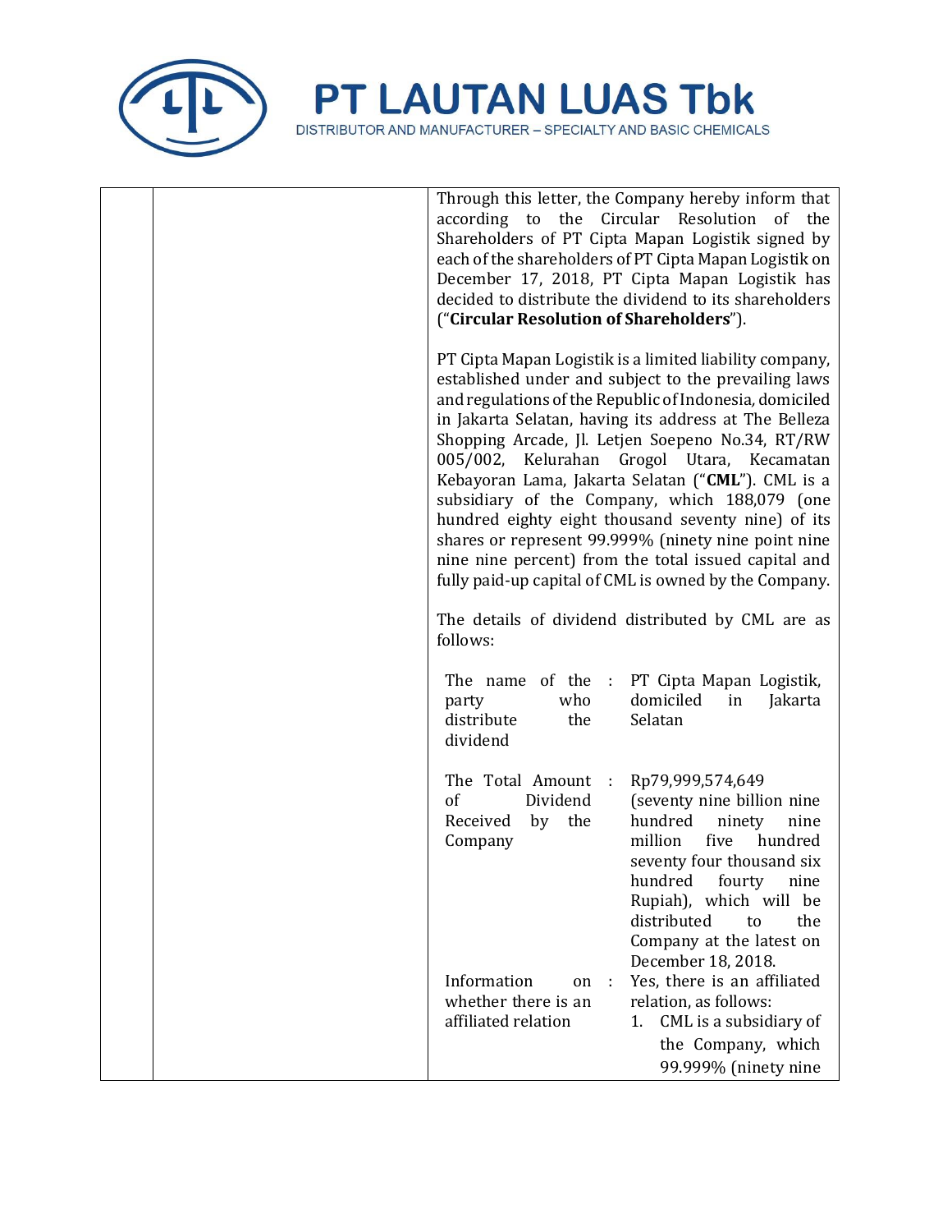| | | Through this letter, the Company hereby inform that according to the Circular Resolution of the Shareholders of PT Cipta Mapan Logistik signed by each of the shareholders of PT Cipta Mapan Logistik on December 17, 2018, PT Cipta Mapan Logistik has decided to distribute the dividend to its shareholders ("**Circular Resolution of Shareholders**").<br><br>PT Cipta Mapan Logistik is a limited liability company, established under and subject to the prevailing laws and regulations of the Republic of Indonesia, domiciled in Jakarta Selatan, having its address at The Belleza Shopping Arcade, Jl. Letjen Soepeno No.34, RT/RW 005/002, Kelurahan Grogol Utara, Kecamatan Kebayoran Lama, Jakarta Selatan ("**CML**"). CML is a subsidiary of the Company, which 188,079 (one hundred eighty eight thousand seventy nine) of its shares or represent 99.999% (ninety nine point nine nine nine percent) from the total issued capital and fully paid-up capital of CML is owned by the Company.<br><br>The details of dividend distributed by CML are as follows:<br><br>The name of the party who distribute the dividend : PT Cipta Mapan Logistik, domiciled in Jakarta Selatan<br><br>The Total Amount of Dividend Received by the Company : Rp79,999,574,649 (seventy nine billion nine hundred ninety nine million five hundred seventy four thousand six hundred fourty nine Rupiah), which will be distributed to the Company at the latest on December 18, 2018.<br><br>Information on whether there is an affiliated relation : Yes, there is an affiliated relation, as follows:<br>1. CML is a subsidiary of the Company, which 99.999% (ninety nine |
|---|---|---|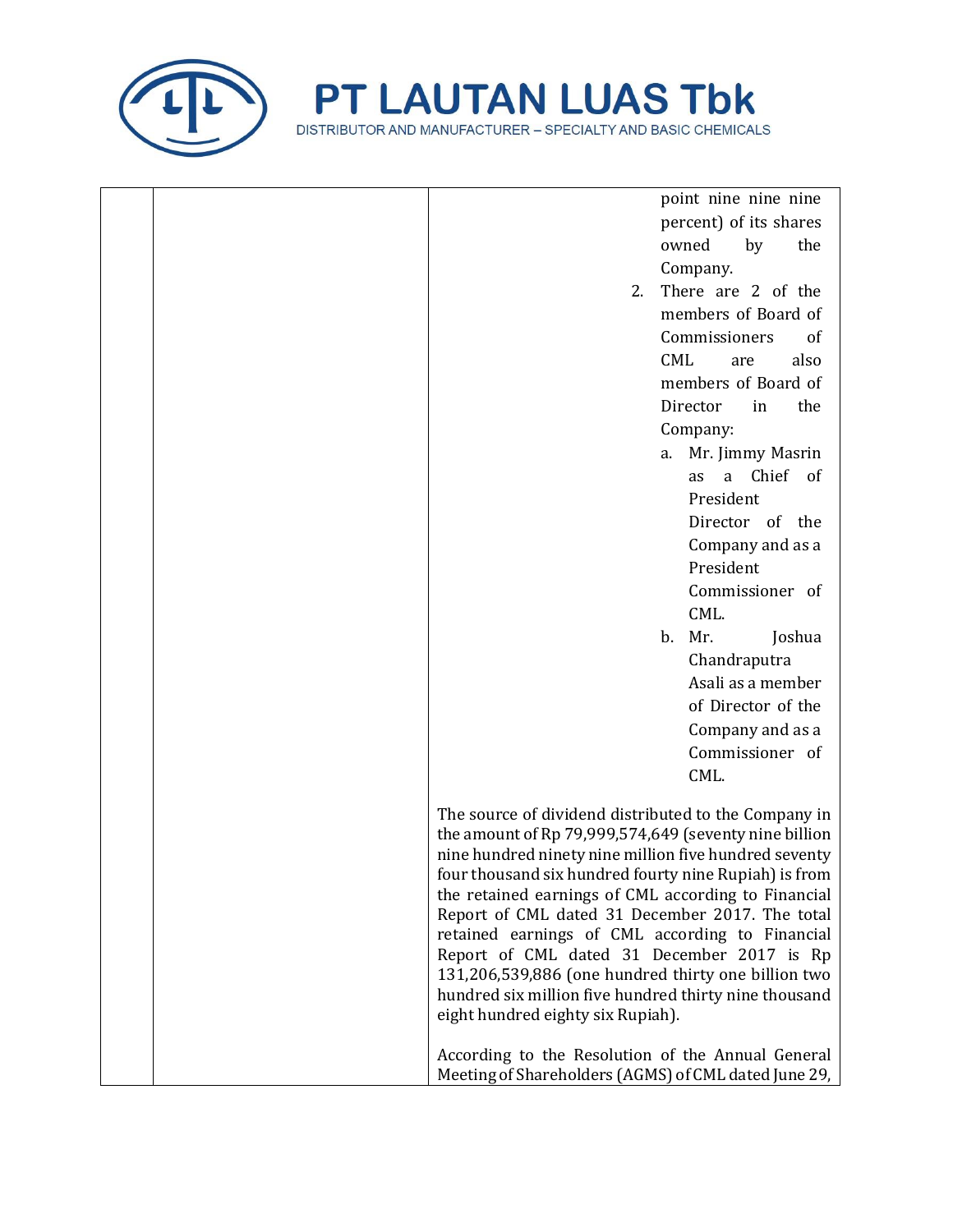| | | |
|---|---|---|
| | | point nine nine nine percent) of its shares owned by the Company.<br>2. There are 2 of the members of Board of Commissioners of CML are also members of Board of Director in the Company:<br>a. Mr. Jimmy Masrin as a Chief of President Director of the Company and as a President Commissioner of CML.<br>b. Mr. Joshua Chandraputra Asali as a member of Director of the Company and as a Commissioner of CML.<br><br>The source of dividend distributed to the Company in the amount of Rp 79,999,574,649 (seventy nine billion nine hundred ninety nine million five hundred seventy four thousand six hundred fourty nine Rupiah) is from the retained earnings of CML according to Financial Report of CML dated 31 December 2017. The total retained earnings of CML according to Financial Report of CML dated 31 December 2017 is Rp 131,206,539,886 (one hundred thirty one billion two hundred six million five hundred thirty nine thousand eight hundred eighty six Rupiah).<br><br>According to the Resolution of the Annual General Meeting of Shareholders (AGMS) of CML dated June 29, |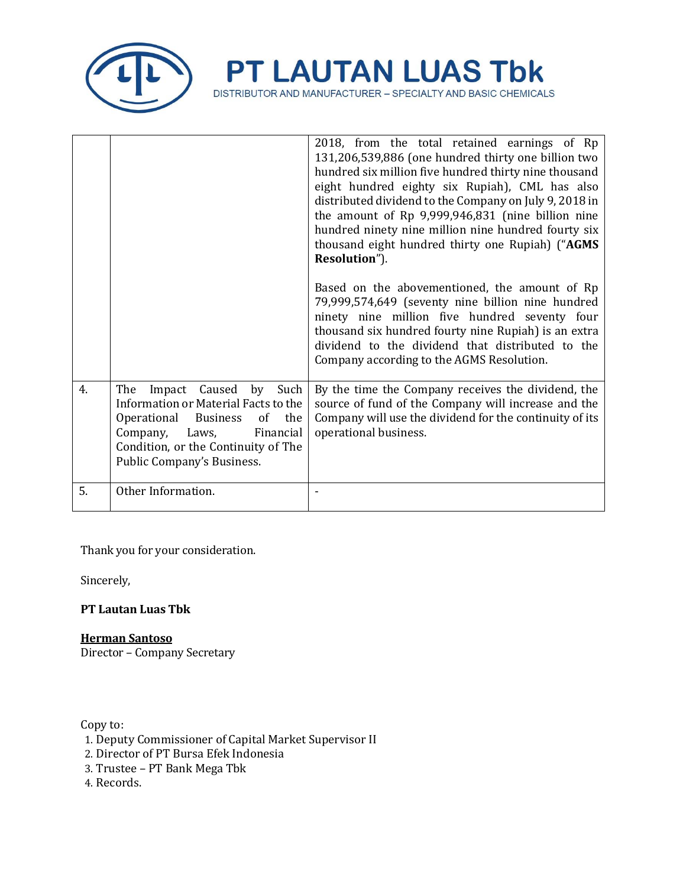| | | |
|---|---|---|
| | | 2018, from the total retained earnings of Rp 131,206,539,886 (one hundred thirty one billion two hundred six million five hundred thirty nine thousand eight hundred eighty six Rupiah), CML has also distributed dividend to the Company on July 9, 2018 in the amount of Rp 9,999,946,831 (nine billion nine hundred ninety nine million nine hundred fourty six thousand eight hundred thirty one Rupiah) ("**AGMS Resolution**").<br><br>Based on the abovementioned, the amount of Rp 79,999,574,649 (seventy nine billion nine hundred ninety nine million five hundred seventy four thousand six hundred fourty nine Rupiah) is an extra dividend to the dividend that distributed to the Company according to the AGMS Resolution. |
| 4. | The Impact Caused by Such Information or Material Facts to the Operational Business of the Company, Laws, Financial Condition, or the Continuity of The Public Company's Business. | By the time the Company receives the dividend, the source of fund of the Company will increase and the Company will use the dividend for the continuity of its operational business. |
| 5. | Other Information. | - |

Thank you for your consideration.

Sincerely,

**PT Lautan Luas Tbk**

**Herman Santoso**
Director – Company Secretary

Copy to:
1. Deputy Commissioner of Capital Market Supervisor II
2. Director of PT Bursa Efek Indonesia
3. Trustee – PT Bank Mega Tbk
4. Records.